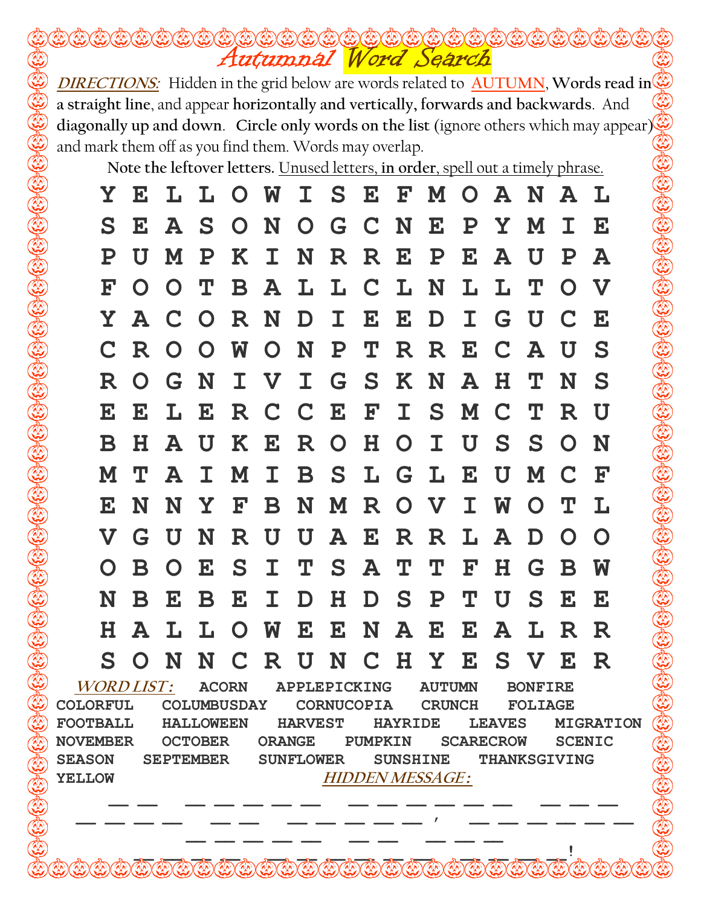# Autumnal Word Search

***DIRECTIONS:*** Hidden in the grid below are words related to AUTUMN, **Words read in a straight line**, and appear **horizontally and vertically, forwards and backwards**. And **diagonally up and down**. **Circle only words on the list** (ignore others which may appear) and mark them off as you find them. Words may overlap.

**Note the leftover letters.** Unused letters, **in order**, spell out a timely phrase.

```
Y E L L O W I S E F M O A N A L
S E A S O N O G C N E P Y M I E
P U M P K I N R R E P E A U P A
F O O T B A L L C L N L L T O V
Y A C O R N D I E E D I G U C E
C R O O W O N P T R R E C A U S
R O G N I V I G S K N A H T N S
E E L E R C C E F I S M C T R U
B H A U K E R O H O I U S S O N
M T A I M I B S L G L E U M C F
E N N Y F B N M R O V I W O T L
V G U N R U U A E R R L A D O O
O B O E S I T S A T T F H G B W
N B E B E I D H D S P T U S E E
H A L L O W E E N A E E A L R R
S O N N C R U N C H Y E S V E R
```

***WORD LIST:***

ACORN APPLEPICKING AUTUMN BONFIRE COLORFUL COLUMBUSDAY CORNUCOPIA CRUNCH FOLIAGE FOOTBALL HALLOWEEN HARVEST HAYRIDE LEAVES MIGRATION NOVEMBER OCTOBER ORANGE PUMPKIN SCARECROW SCENIC SEASON SEPTEMBER SUNFLOWER SUNSHINE THANKSGIVING YELLOW

***HIDDEN MESSAGE:***

__ __  __ __ __ __ __ __  __ __ __ __ __ __  __ __ __

__ __ __ __  __ __  __ __ __ __ __ __,  __ __ __ __ __ __

__ __ __ __ __ __  __ __  __ __ __

__ __ __ __ __ __ __ __ __ __ __ __ __!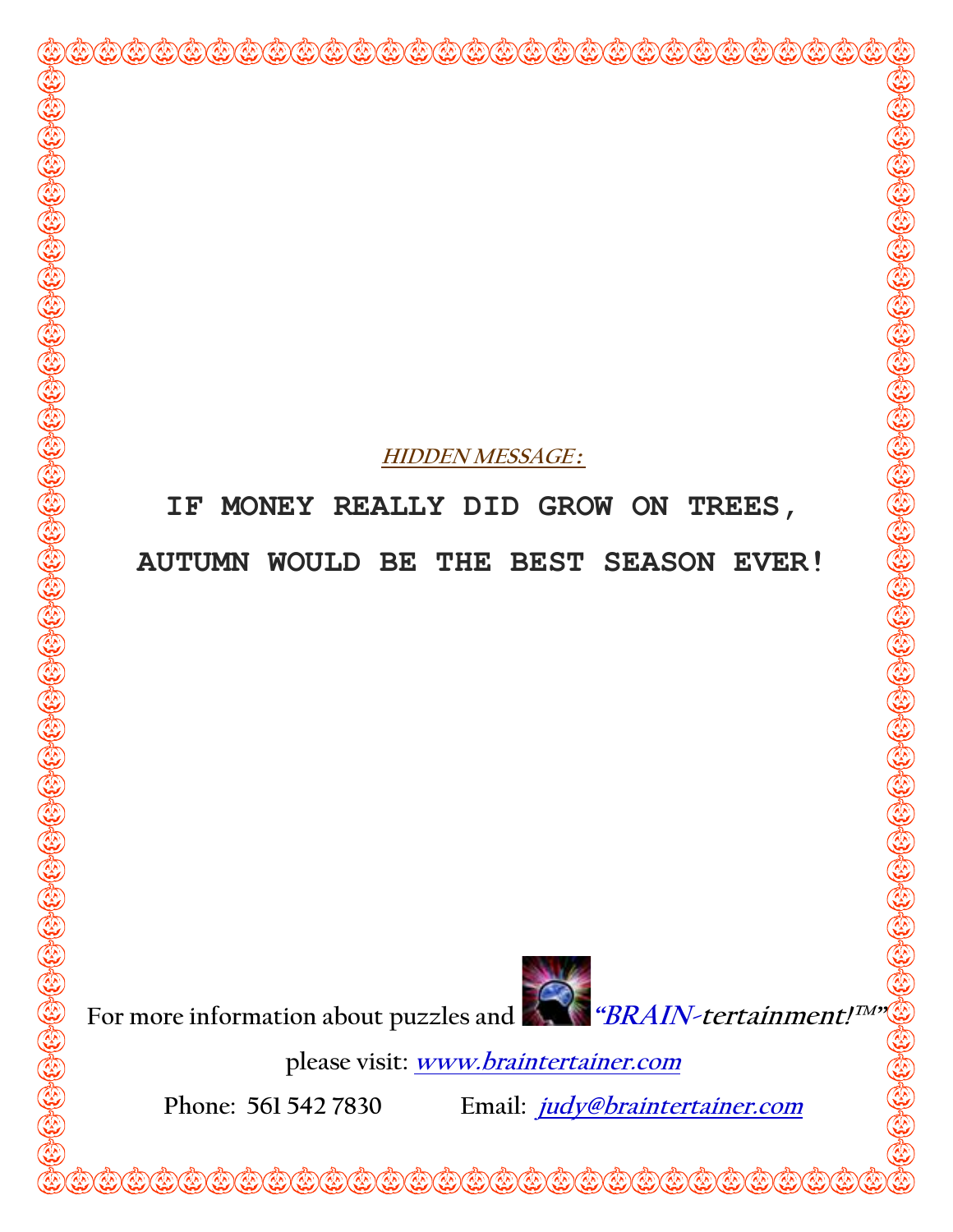***HIDDEN MESSAGE:***

**IF MONEY REALLY DID GROW ON TREES,**

**AUTUMN WOULD BE THE BEST SEASON EVER!**

For more information about puzzles and *"BRAIN-**tertainment!**™"*

please visit: ***www.braintertainer.com***

Phone: 561 542 7830 Email: ***judy@braintertainer.com***